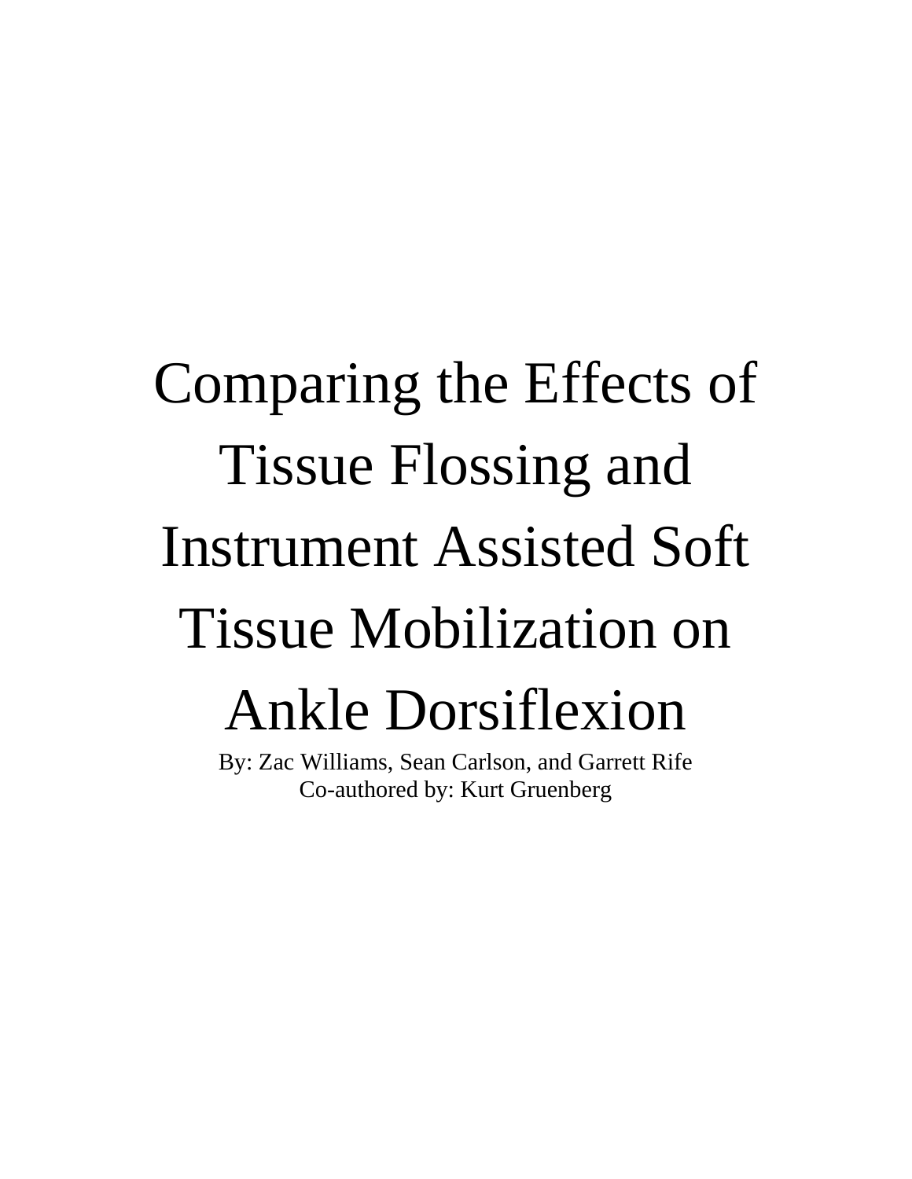# Comparing the Effects of Tissue Flossing and Instrument Assisted Soft Tissue Mobilization on Ankle Dorsiflexion

By: Zac Williams, Sean Carlson, and Garrett Rife
Co-authored by: Kurt Gruenberg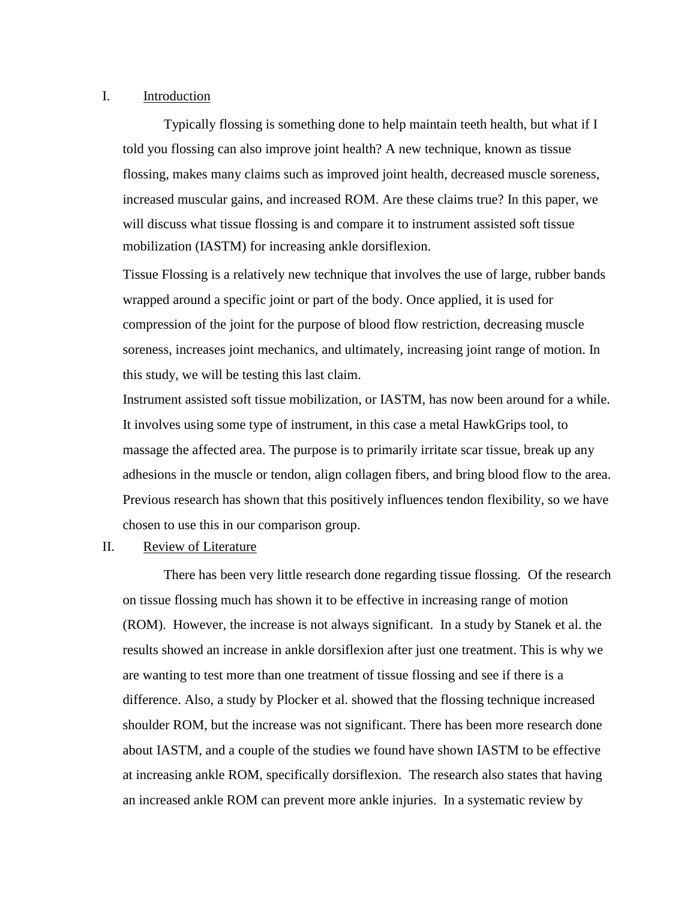## I. Introduction

Typically flossing is something done to help maintain teeth health, but what if I told you flossing can also improve joint health? A new technique, known as tissue flossing, makes many claims such as improved joint health, decreased muscle soreness, increased muscular gains, and increased ROM. Are these claims true? In this paper, we will discuss what tissue flossing is and compare it to instrument assisted soft tissue mobilization (IASTM) for increasing ankle dorsiflexion.

Tissue Flossing is a relatively new technique that involves the use of large, rubber bands wrapped around a specific joint or part of the body. Once applied, it is used for compression of the joint for the purpose of blood flow restriction, decreasing muscle soreness, increases joint mechanics, and ultimately, increasing joint range of motion. In this study, we will be testing this last claim.

Instrument assisted soft tissue mobilization, or IASTM, has now been around for a while. It involves using some type of instrument, in this case a metal HawkGrips tool, to massage the affected area. The purpose is to primarily irritate scar tissue, break up any adhesions in the muscle or tendon, align collagen fibers, and bring blood flow to the area. Previous research has shown that this positively influences tendon flexibility, so we have chosen to use this in our comparison group.

## II. Review of Literature

There has been very little research done regarding tissue flossing. Of the research on tissue flossing much has shown it to be effective in increasing range of motion (ROM). However, the increase is not always significant. In a study by Stanek et al. the results showed an increase in ankle dorsiflexion after just one treatment. This is why we are wanting to test more than one treatment of tissue flossing and see if there is a difference. Also, a study by Plocker et al. showed that the flossing technique increased shoulder ROM, but the increase was not significant. There has been more research done about IASTM, and a couple of the studies we found have shown IASTM to be effective at increasing ankle ROM, specifically dorsiflexion. The research also states that having an increased ankle ROM can prevent more ankle injuries. In a systematic review by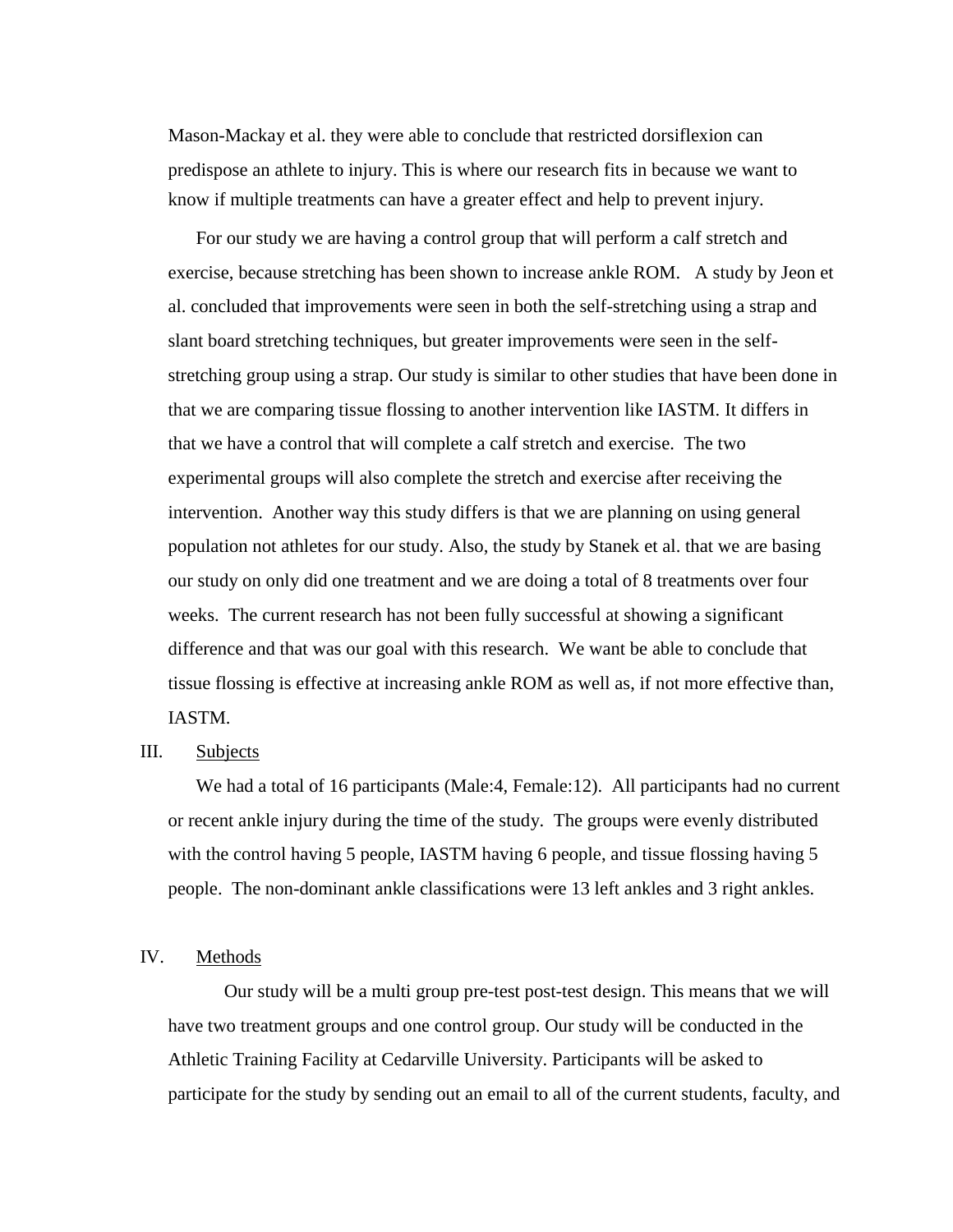Mason-Mackay et al. they were able to conclude that restricted dorsiflexion can predispose an athlete to injury. This is where our research fits in because we want to know if multiple treatments can have a greater effect and help to prevent injury.

For our study we are having a control group that will perform a calf stretch and exercise, because stretching has been shown to increase ankle ROM. A study by Jeon et al. concluded that improvements were seen in both the self-stretching using a strap and slant board stretching techniques, but greater improvements were seen in the self-stretching group using a strap. Our study is similar to other studies that have been done in that we are comparing tissue flossing to another intervention like IASTM. It differs in that we have a control that will complete a calf stretch and exercise. The two experimental groups will also complete the stretch and exercise after receiving the intervention. Another way this study differs is that we are planning on using general population not athletes for our study. Also, the study by Stanek et al. that we are basing our study on only did one treatment and we are doing a total of 8 treatments over four weeks. The current research has not been fully successful at showing a significant difference and that was our goal with this research. We want be able to conclude that tissue flossing is effective at increasing ankle ROM as well as, if not more effective than, IASTM.

## III. Subjects

We had a total of 16 participants (Male:4, Female:12). All participants had no current or recent ankle injury during the time of the study. The groups were evenly distributed with the control having 5 people, IASTM having 6 people, and tissue flossing having 5 people. The non-dominant ankle classifications were 13 left ankles and 3 right ankles.

## IV. Methods

Our study will be a multi group pre-test post-test design. This means that we will have two treatment groups and one control group. Our study will be conducted in the Athletic Training Facility at Cedarville University. Participants will be asked to participate for the study by sending out an email to all of the current students, faculty, and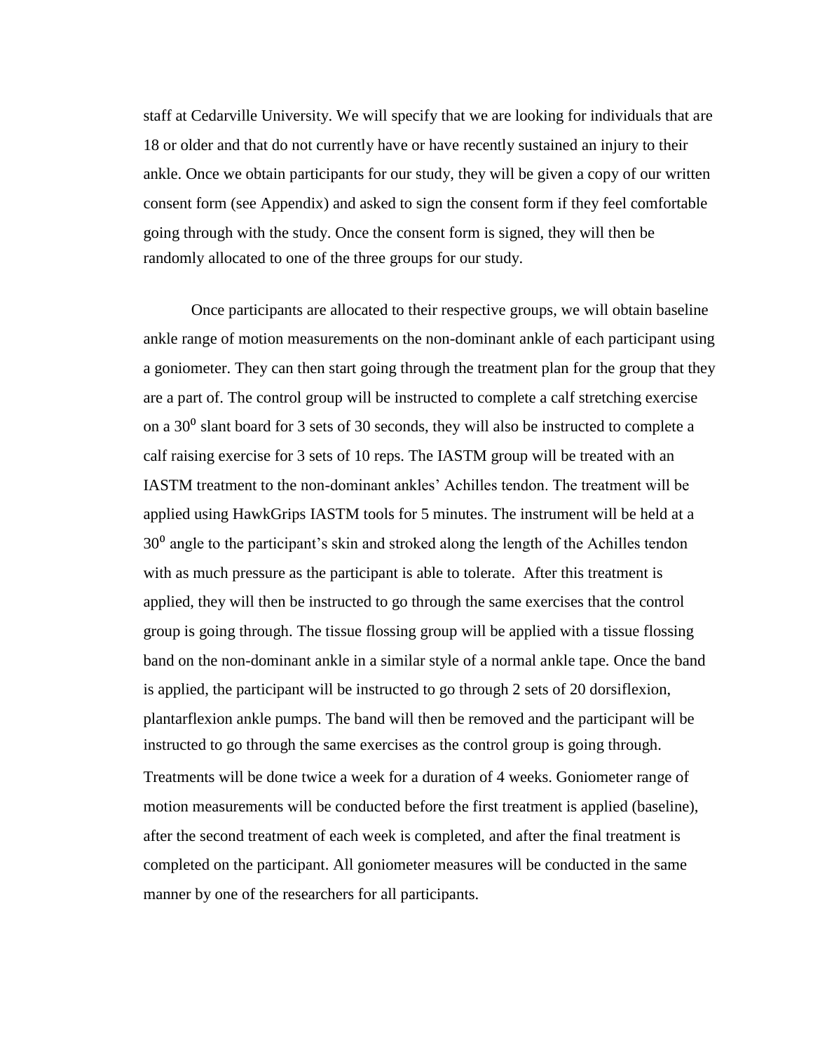staff at Cedarville University. We will specify that we are looking for individuals that are 18 or older and that do not currently have or have recently sustained an injury to their ankle. Once we obtain participants for our study, they will be given a copy of our written consent form (see Appendix) and asked to sign the consent form if they feel comfortable going through with the study. Once the consent form is signed, they will then be randomly allocated to one of the three groups for our study.

Once participants are allocated to their respective groups, we will obtain baseline ankle range of motion measurements on the non-dominant ankle of each participant using a goniometer. They can then start going through the treatment plan for the group that they are a part of. The control group will be instructed to complete a calf stretching exercise on a $30^0$ slant board for 3 sets of 30 seconds, they will also be instructed to complete a calf raising exercise for 3 sets of 10 reps. The IASTM group will be treated with an IASTM treatment to the non-dominant ankles' Achilles tendon. The treatment will be applied using HawkGrips IASTM tools for 5 minutes. The instrument will be held at a $30^0$ angle to the participant's skin and stroked along the length of the Achilles tendon with as much pressure as the participant is able to tolerate. After this treatment is applied, they will then be instructed to go through the same exercises that the control group is going through. The tissue flossing group will be applied with a tissue flossing band on the non-dominant ankle in a similar style of a normal ankle tape. Once the band is applied, the participant will be instructed to go through 2 sets of 20 dorsiflexion, plantarflexion ankle pumps. The band will then be removed and the participant will be instructed to go through the same exercises as the control group is going through. Treatments will be done twice a week for a duration of 4 weeks. Goniometer range of motion measurements will be conducted before the first treatment is applied (baseline), after the second treatment of each week is completed, and after the final treatment is completed on the participant. All goniometer measures will be conducted in the same manner by one of the researchers for all participants.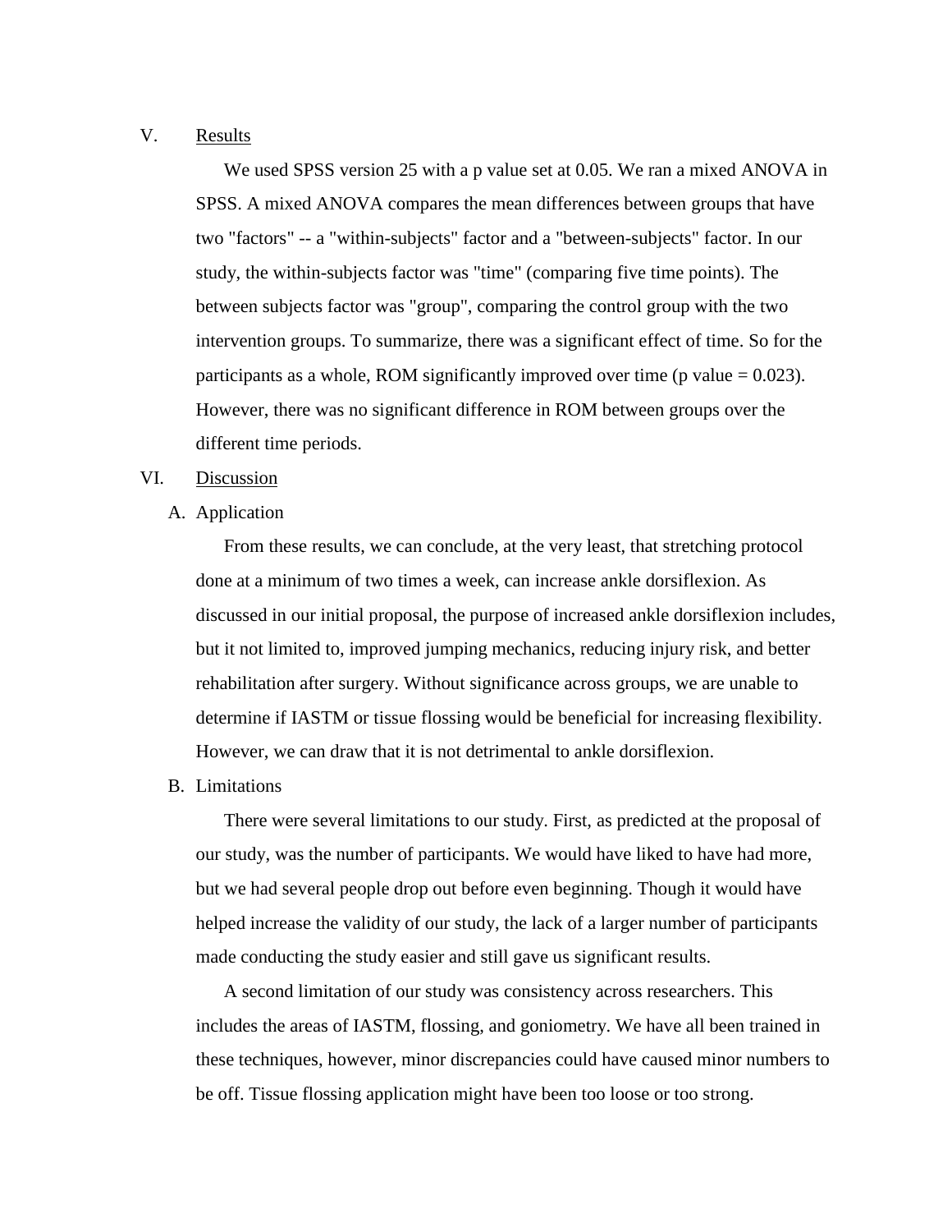## V. Results

We used SPSS version 25 with a p value set at 0.05. We ran a mixed ANOVA in SPSS. A mixed ANOVA compares the mean differences between groups that have two "factors" -- a "within-subjects" factor and a "between-subjects" factor. In our study, the within-subjects factor was "time" (comparing five time points). The between subjects factor was "group", comparing the control group with the two intervention groups. To summarize, there was a significant effect of time. So for the participants as a whole, ROM significantly improved over time (p value = 0.023). However, there was no significant difference in ROM between groups over the different time periods.

## VI. Discussion

### A. Application

From these results, we can conclude, at the very least, that stretching protocol done at a minimum of two times a week, can increase ankle dorsiflexion. As discussed in our initial proposal, the purpose of increased ankle dorsiflexion includes, but it not limited to, improved jumping mechanics, reducing injury risk, and better rehabilitation after surgery. Without significance across groups, we are unable to determine if IASTM or tissue flossing would be beneficial for increasing flexibility. However, we can draw that it is not detrimental to ankle dorsiflexion.

### B. Limitations

There were several limitations to our study. First, as predicted at the proposal of our study, was the number of participants. We would have liked to have had more, but we had several people drop out before even beginning. Though it would have helped increase the validity of our study, the lack of a larger number of participants made conducting the study easier and still gave us significant results.

A second limitation of our study was consistency across researchers. This includes the areas of IASTM, flossing, and goniometry. We have all been trained in these techniques, however, minor discrepancies could have caused minor numbers to be off. Tissue flossing application might have been too loose or too strong.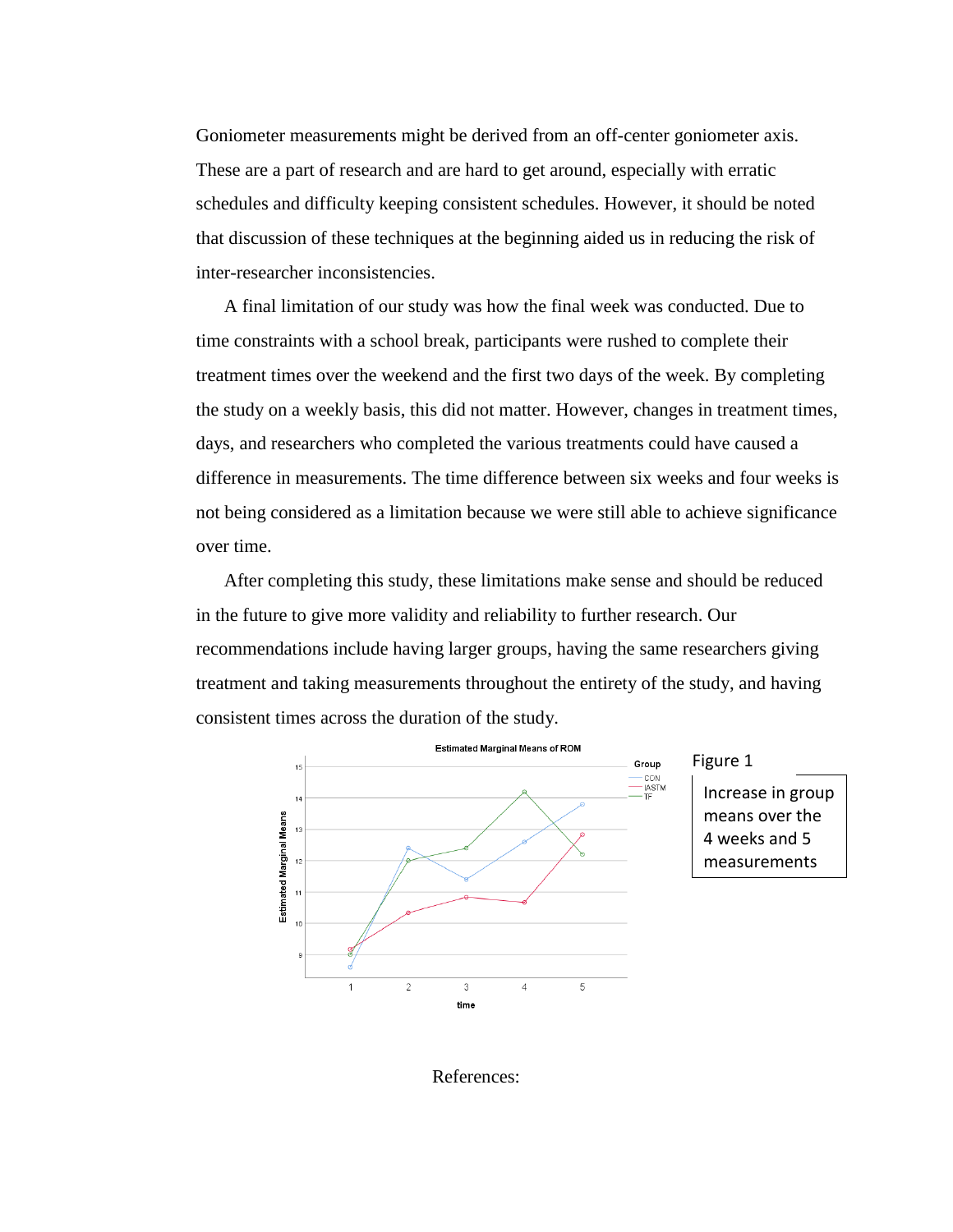Goniometer measurements might be derived from an off-center goniometer axis. These are a part of research and are hard to get around, especially with erratic schedules and difficulty keeping consistent schedules. However, it should be noted that discussion of these techniques at the beginning aided us in reducing the risk of inter-researcher inconsistencies.

A final limitation of our study was how the final week was conducted. Due to time constraints with a school break, participants were rushed to complete their treatment times over the weekend and the first two days of the week. By completing the study on a weekly basis, this did not matter. However, changes in treatment times, days, and researchers who completed the various treatments could have caused a difference in measurements. The time difference between six weeks and four weeks is not being considered as a limitation because we were still able to achieve significance over time.

After completing this study, these limitations make sense and should be reduced in the future to give more validity and reliability to further research. Our recommendations include having larger groups, having the same researchers giving treatment and taking measurements throughout the entirety of the study, and having consistent times across the duration of the study.

Figure 1

Increase in group means over the 4 weeks and 5 measurements

References: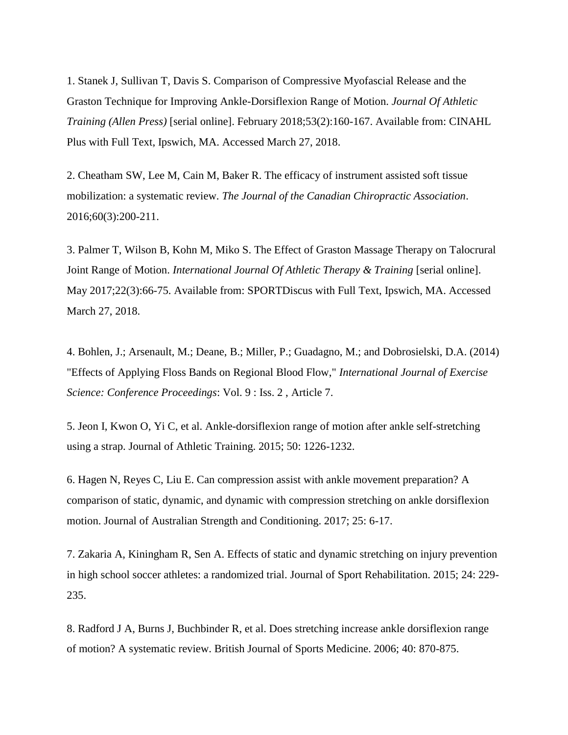1. Stanek J, Sullivan T, Davis S. Comparison of Compressive Myofascial Release and the Graston Technique for Improving Ankle-Dorsiflexion Range of Motion. *Journal Of Athletic Training (Allen Press)* [serial online]. February 2018;53(2):160-167. Available from: CINAHL Plus with Full Text, Ipswich, MA. Accessed March 27, 2018.

2. Cheatham SW, Lee M, Cain M, Baker R. The efficacy of instrument assisted soft tissue mobilization: a systematic review. *The Journal of the Canadian Chiropractic Association*. 2016;60(3):200-211.

3. Palmer T, Wilson B, Kohn M, Miko S. The Effect of Graston Massage Therapy on Talocrural Joint Range of Motion. *International Journal Of Athletic Therapy & Training* [serial online]. May 2017;22(3):66-75. Available from: SPORTDiscus with Full Text, Ipswich, MA. Accessed March 27, 2018.

4. Bohlen, J.; Arsenault, M.; Deane, B.; Miller, P.; Guadagno, M.; and Dobrosielski, D.A. (2014) "Effects of Applying Floss Bands on Regional Blood Flow," *International Journal of Exercise Science: Conference Proceedings*: Vol. 9 : Iss. 2 , Article 7.

5. Jeon I, Kwon O, Yi C, et al. Ankle-dorsiflexion range of motion after ankle self-stretching using a strap. Journal of Athletic Training. 2015; 50: 1226-1232.

6. Hagen N, Reyes C, Liu E. Can compression assist with ankle movement preparation? A comparison of static, dynamic, and dynamic with compression stretching on ankle dorsiflexion motion. Journal of Australian Strength and Conditioning. 2017; 25: 6-17.

7. Zakaria A, Kiningham R, Sen A. Effects of static and dynamic stretching on injury prevention in high school soccer athletes: a randomized trial. Journal of Sport Rehabilitation. 2015; 24: 229-235.

8. Radford J A, Burns J, Buchbinder R, et al. Does stretching increase ankle dorsiflexion range of motion? A systematic review. British Journal of Sports Medicine. 2006; 40: 870-875.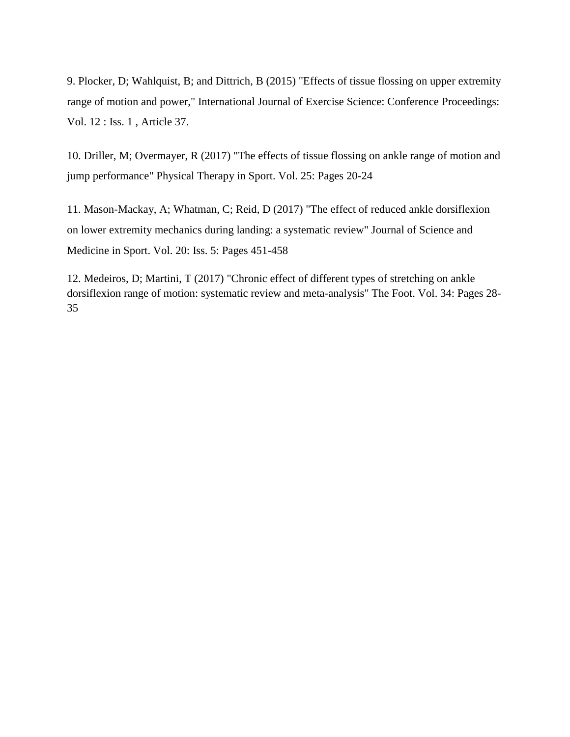9. Plocker, D; Wahlquist, B; and Dittrich, B (2015) "Effects of tissue flossing on upper extremity range of motion and power," International Journal of Exercise Science: Conference Proceedings: Vol. 12 : Iss. 1 , Article 37.

10. Driller, M; Overmayer, R (2017) "The effects of tissue flossing on ankle range of motion and jump performance" Physical Therapy in Sport. Vol. 25: Pages 20-24

11. Mason-Mackay, A; Whatman, C; Reid, D (2017) "The effect of reduced ankle dorsiflexion on lower extremity mechanics during landing: a systematic review" Journal of Science and Medicine in Sport. Vol. 20: Iss. 5: Pages 451-458

12. Medeiros, D; Martini, T (2017) "Chronic effect of different types of stretching on ankle dorsiflexion range of motion: systematic review and meta-analysis" The Foot. Vol. 34: Pages 28-35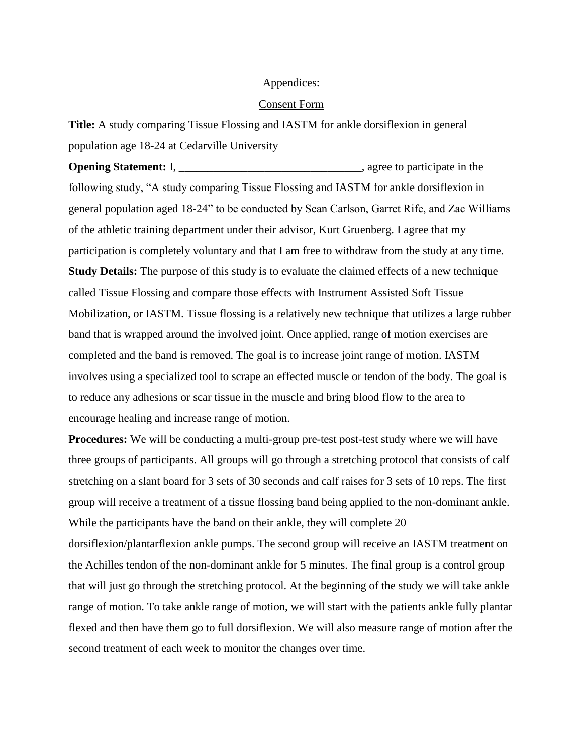Appendices:

Consent Form

**Title:** A study comparing Tissue Flossing and IASTM for ankle dorsiflexion in general population age 18-24 at Cedarville University

**Opening Statement:** I, ________________________________, agree to participate in the following study, "A study comparing Tissue Flossing and IASTM for ankle dorsiflexion in general population aged 18-24" to be conducted by Sean Carlson, Garret Rife, and Zac Williams of the athletic training department under their advisor, Kurt Gruenberg. I agree that my participation is completely voluntary and that I am free to withdraw from the study at any time.

**Study Details:** The purpose of this study is to evaluate the claimed effects of a new technique called Tissue Flossing and compare those effects with Instrument Assisted Soft Tissue Mobilization, or IASTM. Tissue flossing is a relatively new technique that utilizes a large rubber band that is wrapped around the involved joint. Once applied, range of motion exercises are completed and the band is removed. The goal is to increase joint range of motion. IASTM involves using a specialized tool to scrape an effected muscle or tendon of the body. The goal is to reduce any adhesions or scar tissue in the muscle and bring blood flow to the area to encourage healing and increase range of motion.

**Procedures:** We will be conducting a multi-group pre-test post-test study where we will have three groups of participants. All groups will go through a stretching protocol that consists of calf stretching on a slant board for 3 sets of 30 seconds and calf raises for 3 sets of 10 reps. The first group will receive a treatment of a tissue flossing band being applied to the non-dominant ankle. While the participants have the band on their ankle, they will complete 20 dorsiflexion/plantarflexion ankle pumps. The second group will receive an IASTM treatment on the Achilles tendon of the non-dominant ankle for 5 minutes. The final group is a control group that will just go through the stretching protocol. At the beginning of the study we will take ankle range of motion. To take ankle range of motion, we will start with the patients ankle fully plantar flexed and then have them go to full dorsiflexion. We will also measure range of motion after the second treatment of each week to monitor the changes over time.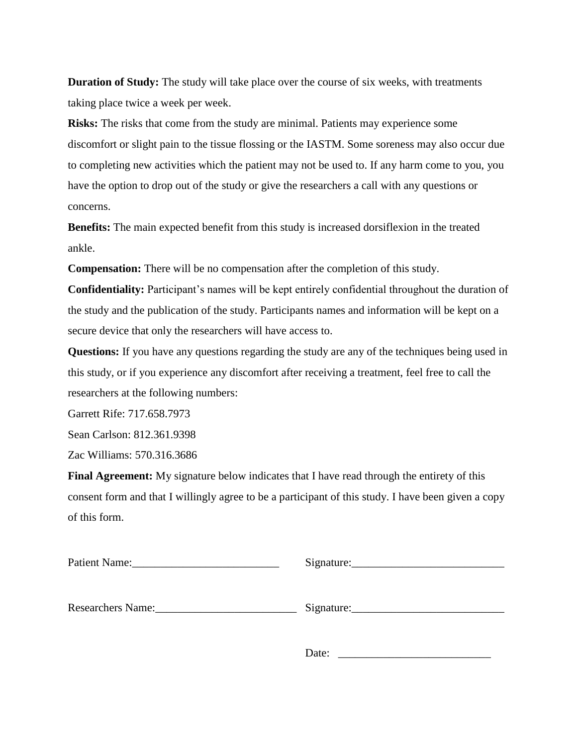**Duration of Study:** The study will take place over the course of six weeks, with treatments taking place twice a week per week.

**Risks:** The risks that come from the study are minimal. Patients may experience some discomfort or slight pain to the tissue flossing or the IASTM. Some soreness may also occur due to completing new activities which the patient may not be used to. If any harm come to you, you have the option to drop out of the study or give the researchers a call with any questions or concerns.

**Benefits:** The main expected benefit from this study is increased dorsiflexion in the treated ankle.

**Compensation:** There will be no compensation after the completion of this study.

**Confidentiality:** Participant's names will be kept entirely confidential throughout the duration of the study and the publication of the study. Participants names and information will be kept on a secure device that only the researchers will have access to.

**Questions:** If you have any questions regarding the study are any of the techniques being used in this study, or if you experience any discomfort after receiving a treatment, feel free to call the researchers at the following numbers:

Garrett Rife: 717.658.7973

Sean Carlson: 812.361.9398

Zac Williams: 570.316.3686

**Final Agreement:** My signature below indicates that I have read through the entirety of this consent form and that I willingly agree to be a participant of this study. I have been given a copy of this form.

Patient Name:__________________________ Signature:___________________________

Researchers Name:_________________________ Signature:___________________________

Date: ___________________________